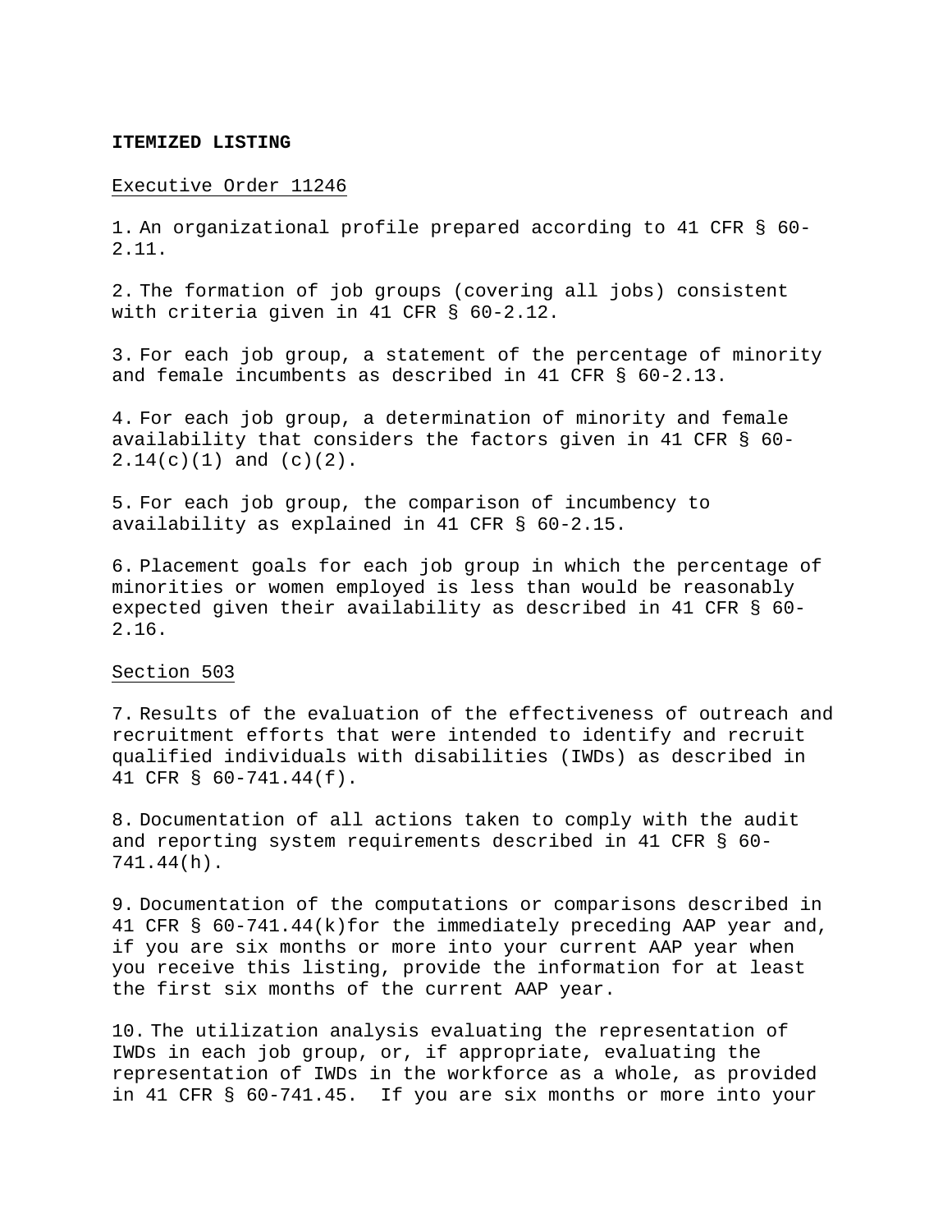**ITEMIZED LISTING**

Executive Order 11246

1. An organizational profile prepared according to 41 CFR § 60-2.11.

2. The formation of job groups (covering all jobs) consistent with criteria given in 41 CFR § 60-2.12.

3. For each job group, a statement of the percentage of minority and female incumbents as described in 41 CFR § 60-2.13.

4. For each job group, a determination of minority and female availability that considers the factors given in 41 CFR § 60-2.14(c)(1) and (c)(2).

5. For each job group, the comparison of incumbency to availability as explained in 41 CFR § 60-2.15.

6. Placement goals for each job group in which the percentage of minorities or women employed is less than would be reasonably expected given their availability as described in 41 CFR § 60-2.16.

Section 503

7. Results of the evaluation of the effectiveness of outreach and recruitment efforts that were intended to identify and recruit qualified individuals with disabilities (IWDs) as described in 41 CFR § 60-741.44(f).

8. Documentation of all actions taken to comply with the audit and reporting system requirements described in 41 CFR § 60-741.44(h).

9. Documentation of the computations or comparisons described in 41 CFR § 60-741.44(k)for the immediately preceding AAP year and, if you are six months or more into your current AAP year when you receive this listing, provide the information for at least the first six months of the current AAP year.

10. The utilization analysis evaluating the representation of IWDs in each job group, or, if appropriate, evaluating the representation of IWDs in the workforce as a whole, as provided in 41 CFR § 60-741.45. If you are six months or more into your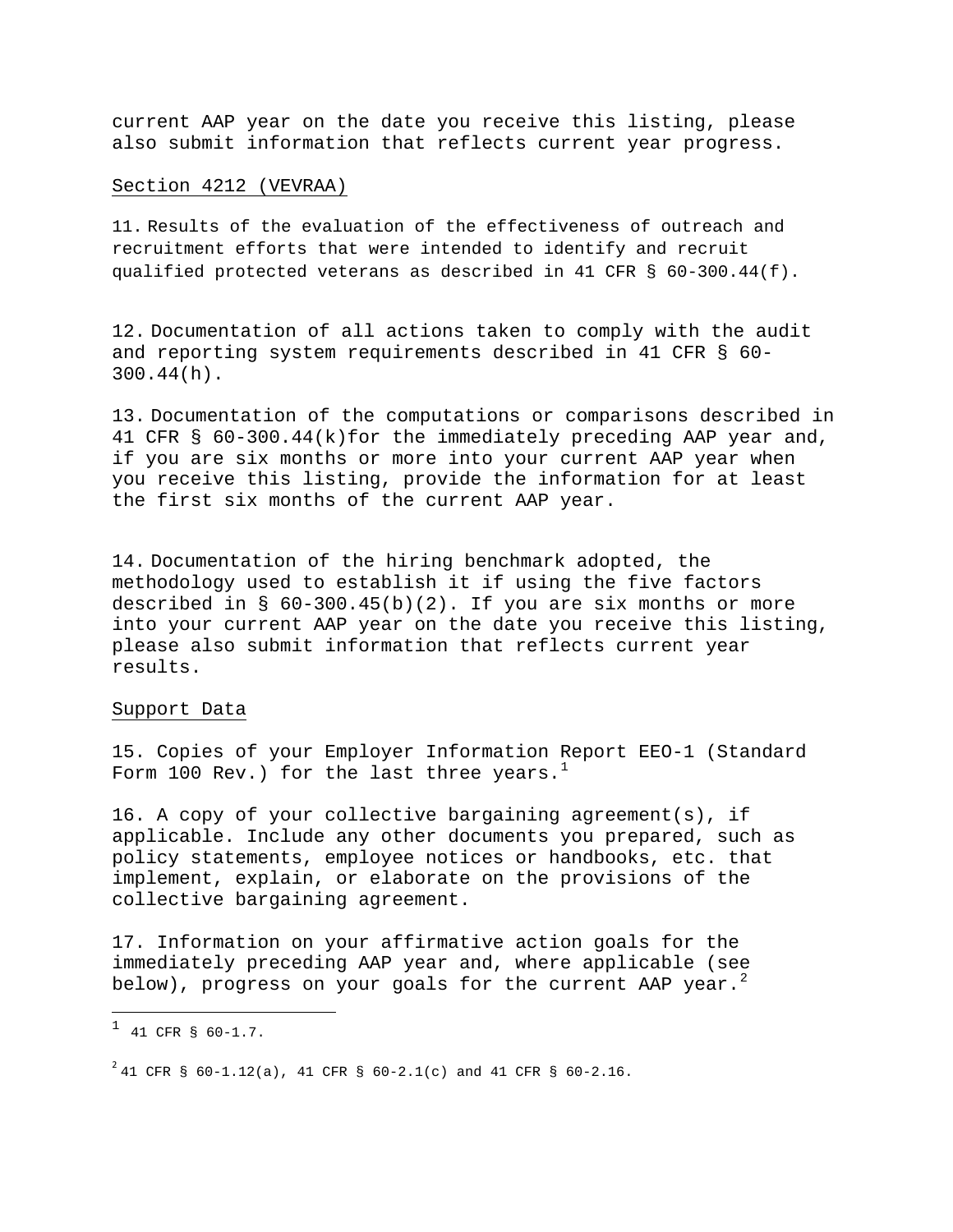current AAP year on the date you receive this listing, please also submit information that reflects current year progress.

Section 4212 (VEVRAA)

11. Results of the evaluation of the effectiveness of outreach and recruitment efforts that were intended to identify and recruit qualified protected veterans as described in 41 CFR § 60-300.44(f).

12. Documentation of all actions taken to comply with the audit and reporting system requirements described in 41 CFR § 60-300.44(h).

13. Documentation of the computations or comparisons described in 41 CFR § 60-300.44(k)for the immediately preceding AAP year and, if you are six months or more into your current AAP year when you receive this listing, provide the information for at least the first six months of the current AAP year.

14. Documentation of the hiring benchmark adopted, the methodology used to establish it if using the five factors described in § 60-300.45(b)(2). If you are six months or more into your current AAP year on the date you receive this listing, please also submit information that reflects current year results.

Support Data

15. Copies of your Employer Information Report EEO-1 (Standard Form 100 Rev.) for the last three years.[1]

16. A copy of your collective bargaining agreement(s), if applicable. Include any other documents you prepared, such as policy statements, employee notices or handbooks, etc. that implement, explain, or elaborate on the provisions of the collective bargaining agreement.

17. Information on your affirmative action goals for the immediately preceding AAP year and, where applicable (see below), progress on your goals for the current AAP year.[2]

---

[1] 41 CFR § 60-1.7.

[2] 41 CFR § 60-1.12(a), 41 CFR § 60-2.1(c) and 41 CFR § 60-2.16.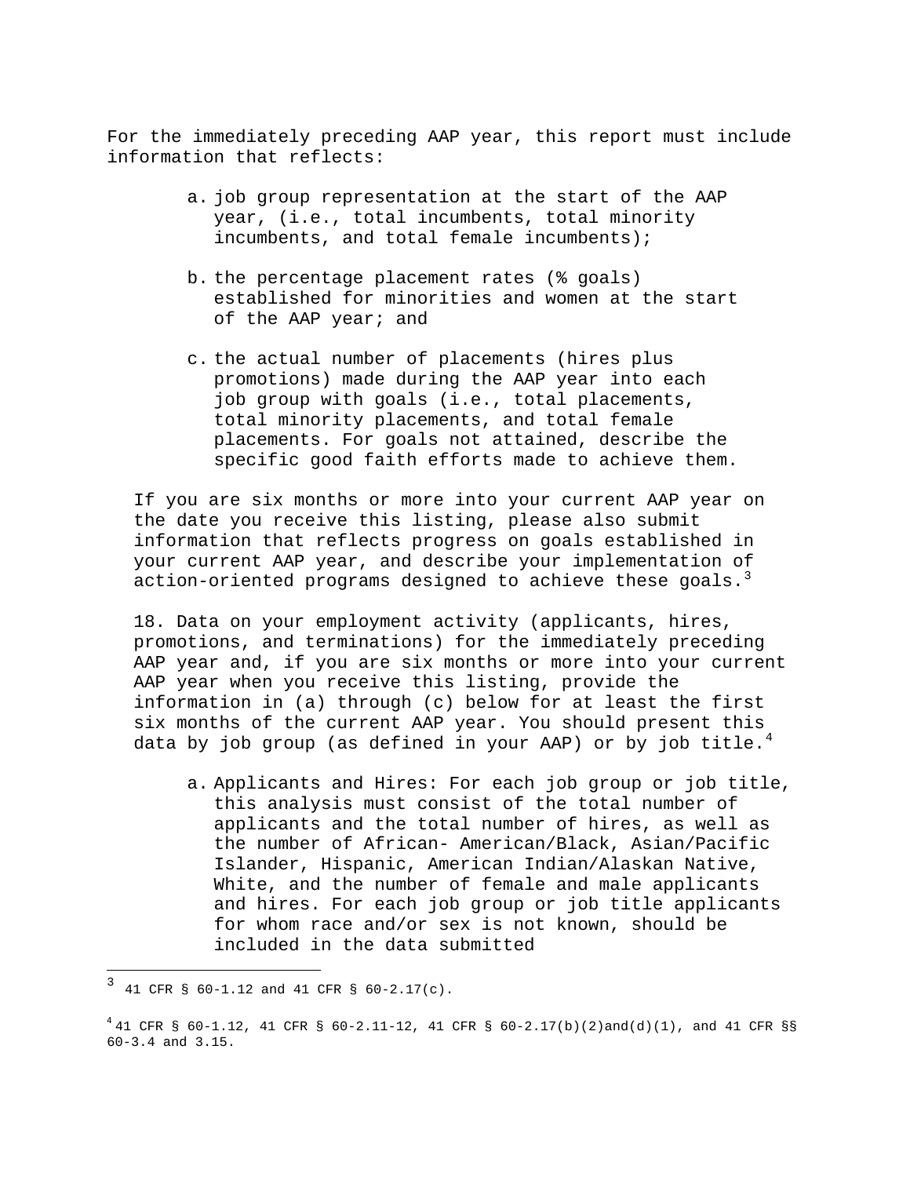For the immediately preceding AAP year, this report must include information that reflects:

a. job group representation at the start of the AAP year, (i.e., total incumbents, total minority incumbents, and total female incumbents);

b. the percentage placement rates (% goals) established for minorities and women at the start of the AAP year; and

c. the actual number of placements (hires plus promotions) made during the AAP year into each job group with goals (i.e., total placements, total minority placements, and total female placements. For goals not attained, describe the specific good faith efforts made to achieve them.

If you are six months or more into your current AAP year on the date you receive this listing, please also submit information that reflects progress on goals established in your current AAP year, and describe your implementation of action-oriented programs designed to achieve these goals.[3]

18. Data on your employment activity (applicants, hires, promotions, and terminations) for the immediately preceding AAP year and, if you are six months or more into your current AAP year when you receive this listing, provide the information in (a) through (c) below for at least the first six months of the current AAP year. You should present this data by job group (as defined in your AAP) or by job title.[4]

a. Applicants and Hires: For each job group or job title, this analysis must consist of the total number of applicants and the total number of hires, as well as the number of African- American/Black, Asian/Pacific Islander, Hispanic, American Indian/Alaskan Native, White, and the number of female and male applicants and hires. For each job group or job title applicants for whom race and/or sex is not known, should be included in the data submitted

---

[3] 41 CFR § 60-1.12 and 41 CFR § 60-2.17(c).

[4] 41 CFR § 60-1.12, 41 CFR § 60-2.11-12, 41 CFR § 60-2.17(b)(2)and(d)(1), and 41 CFR §§ 60-3.4 and 3.15.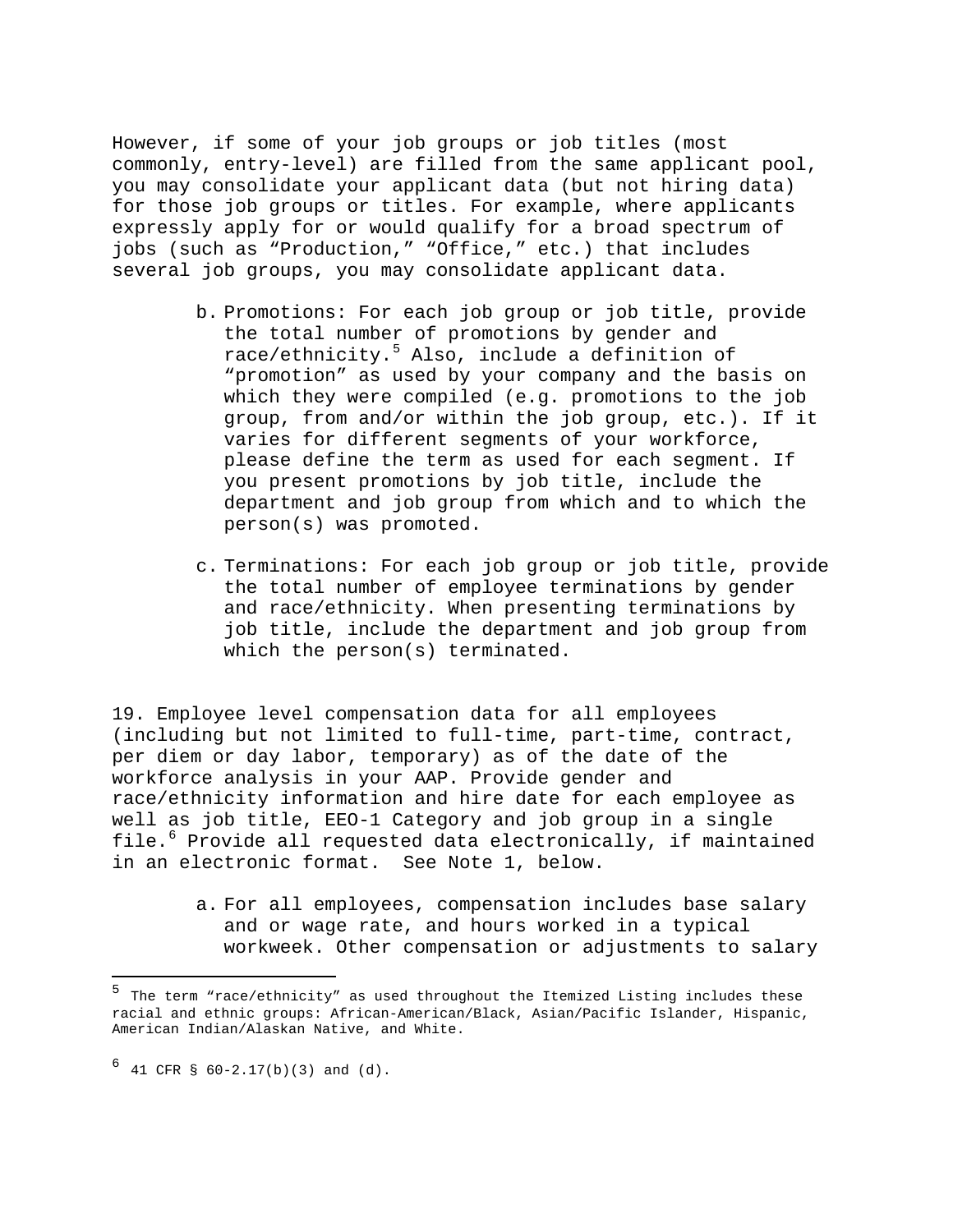However, if some of your job groups or job titles (most commonly, entry-level) are filled from the same applicant pool, you may consolidate your applicant data (but not hiring data) for those job groups or titles. For example, where applicants expressly apply for or would qualify for a broad spectrum of jobs (such as “Production,” “Office,” etc.) that includes several job groups, you may consolidate applicant data.

b. Promotions: For each job group or job title, provide the total number of promotions by gender and race/ethnicity.[5] Also, include a definition of “promotion” as used by your company and the basis on which they were compiled (e.g. promotions to the job group, from and/or within the job group, etc.). If it varies for different segments of your workforce, please define the term as used for each segment. If you present promotions by job title, include the department and job group from which and to which the person(s) was promoted.

c. Terminations: For each job group or job title, provide the total number of employee terminations by gender and race/ethnicity. When presenting terminations by job title, include the department and job group from which the person(s) terminated.

19. Employee level compensation data for all employees (including but not limited to full-time, part-time, contract, per diem or day labor, temporary) as of the date of the workforce analysis in your AAP. Provide gender and race/ethnicity information and hire date for each employee as well as job title, EEO-1 Category and job group in a single file.[6] Provide all requested data electronically, if maintained in an electronic format. See Note 1, below.

a. For all employees, compensation includes base salary and or wage rate, and hours worked in a typical workweek. Other compensation or adjustments to salary

---

[5] The term “race/ethnicity” as used throughout the Itemized Listing includes these racial and ethnic groups: African-American/Black, Asian/Pacific Islander, Hispanic, American Indian/Alaskan Native, and White.

[6] 41 CFR § 60-2.17(b)(3) and (d).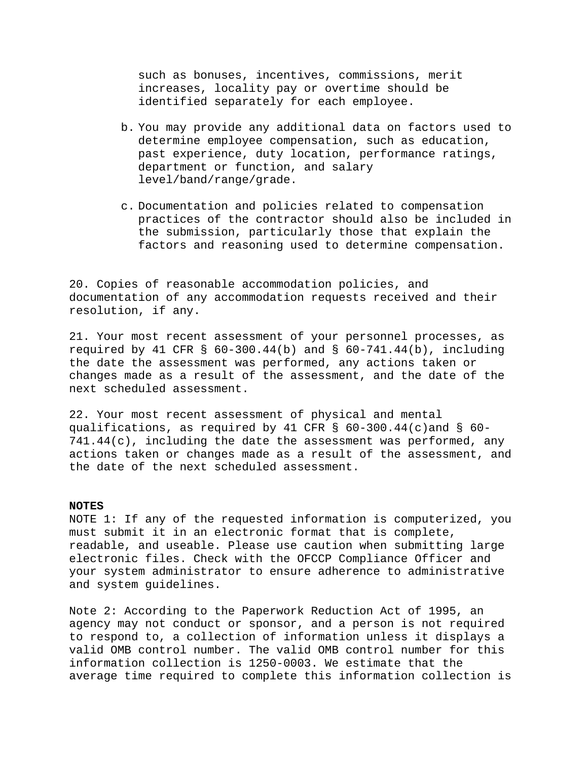such as bonuses, incentives, commissions, merit increases, locality pay or overtime should be identified separately for each employee.

b. You may provide any additional data on factors used to determine employee compensation, such as education, past experience, duty location, performance ratings, department or function, and salary level/band/range/grade.

c. Documentation and policies related to compensation practices of the contractor should also be included in the submission, particularly those that explain the factors and reasoning used to determine compensation.

20. Copies of reasonable accommodation policies, and documentation of any accommodation requests received and their resolution, if any.

21. Your most recent assessment of your personnel processes, as required by 41 CFR § 60-300.44(b) and § 60-741.44(b), including the date the assessment was performed, any actions taken or changes made as a result of the assessment, and the date of the next scheduled assessment.

22. Your most recent assessment of physical and mental qualifications, as required by 41 CFR § 60-300.44(c)and § 60-741.44(c), including the date the assessment was performed, any actions taken or changes made as a result of the assessment, and the date of the next scheduled assessment.

**NOTES**

NOTE 1: If any of the requested information is computerized, you must submit it in an electronic format that is complete, readable, and useable. Please use caution when submitting large electronic files. Check with the OFCCP Compliance Officer and your system administrator to ensure adherence to administrative and system guidelines.

Note 2: According to the Paperwork Reduction Act of 1995, an agency may not conduct or sponsor, and a person is not required to respond to, a collection of information unless it displays a valid OMB control number. The valid OMB control number for this information collection is 1250-0003. We estimate that the average time required to complete this information collection is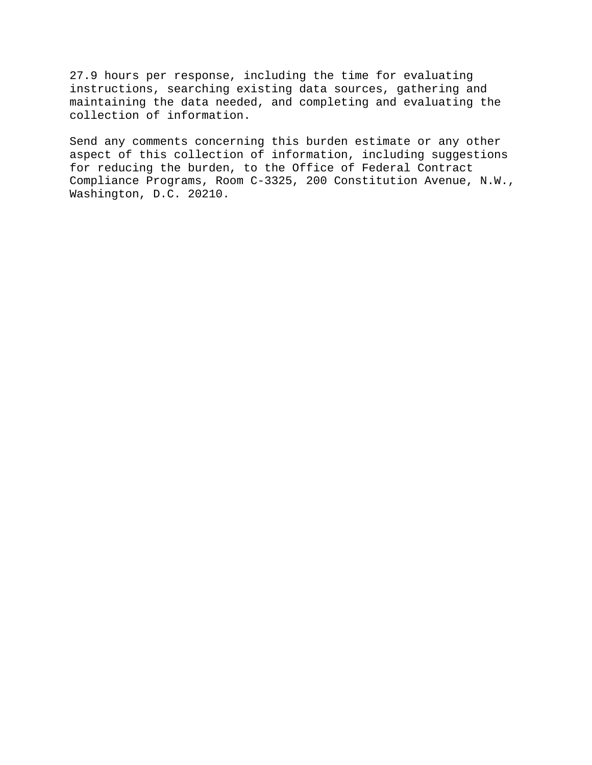27.9 hours per response, including the time for evaluating instructions, searching existing data sources, gathering and maintaining the data needed, and completing and evaluating the collection of information.

Send any comments concerning this burden estimate or any other aspect of this collection of information, including suggestions for reducing the burden, to the Office of Federal Contract Compliance Programs, Room C-3325, 200 Constitution Avenue, N.W., Washington, D.C. 20210.